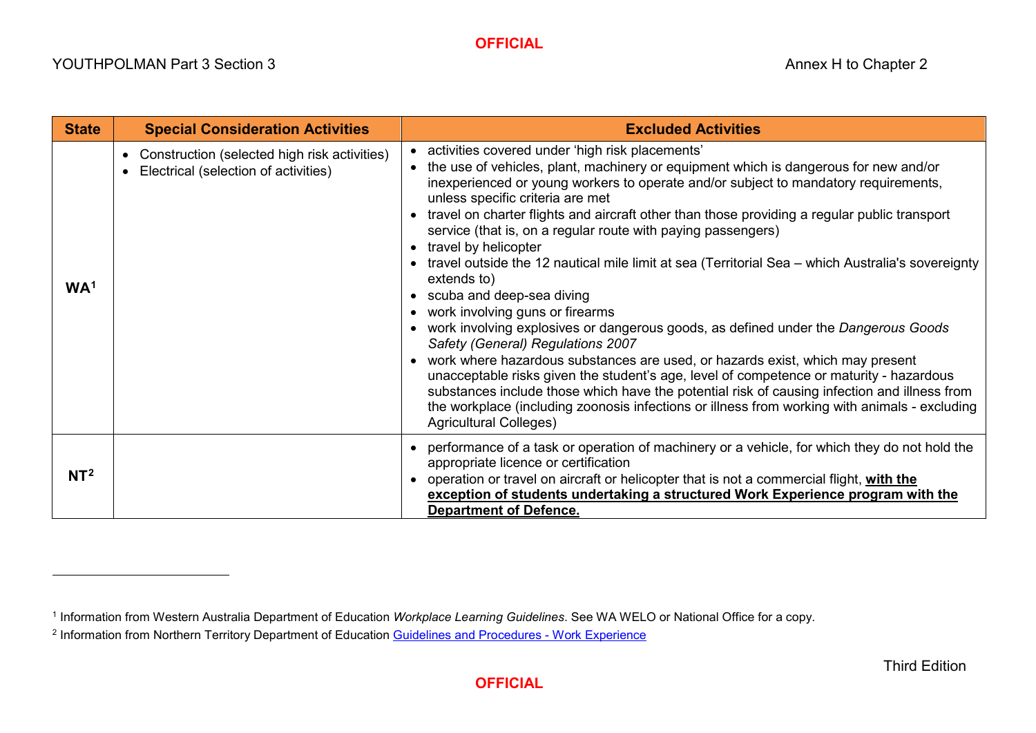| State | Special Consideration Activities | Excluded Activities |
|---|---|---|
| WA[1] | • Construction (selected high risk activities)<br>• Electrical (selection of activities) | • activities covered under 'high risk placements'<br>• the use of vehicles, plant, machinery or equipment which is dangerous for new and/or inexperienced or young workers to operate and/or subject to mandatory requirements, unless specific criteria are met<br>• travel on charter flights and aircraft other than those providing a regular public transport service (that is, on a regular route with paying passengers)<br>• travel by helicopter<br>• travel outside the 12 nautical mile limit at sea (Territorial Sea – which Australia's sovereignty extends to)<br>• scuba and deep-sea diving<br>• work involving guns or firearms<br>• work involving explosives or dangerous goods, as defined under the *Dangerous Goods Safety (General) Regulations 2007*<br>• work where hazardous substances are used, or hazards exist, which may present unacceptable risks given the student's age, level of competence or maturity - hazardous substances include those which have the potential risk of causing infection and illness from the workplace (including zoonosis infections or illness from working with animals - excluding Agricultural Colleges) |
| NT[2] | | • performance of a task or operation of machinery or a vehicle, for which they do not hold the appropriate licence or certification<br>• operation or travel on aircraft or helicopter that is not a commercial flight, **with the exception of students undertaking a structured Work Experience program with the Department of Defence.** |

[1] Information from Western Australia Department of Education *Workplace Learning Guidelines*. See WA WELO or National Office for a copy.

[2] Information from Northern Territory Department of Education Guidelines and Procedures - Work Experience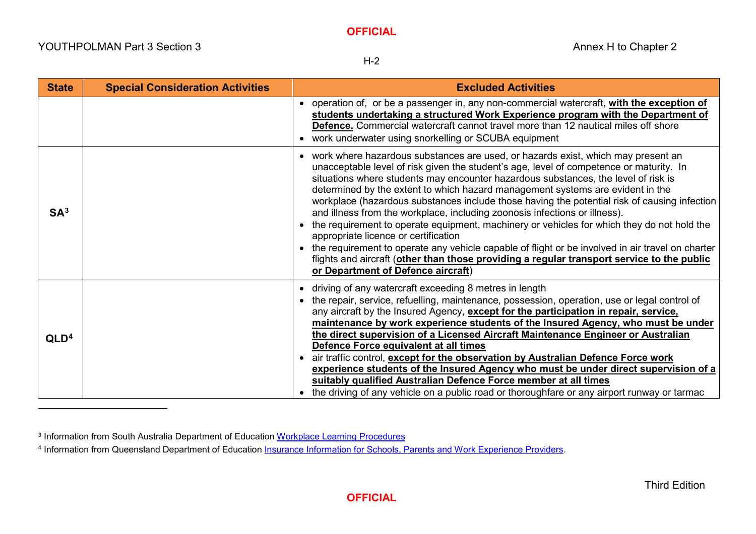| State | Special Consideration Activities | Excluded Activities |
|---|---|---|
| | | • operation of, or be a passenger in, any non-commercial watercraft, **with the exception of students undertaking a structured Work Experience program with the Department of Defence.** Commercial watercraft cannot travel more than 12 nautical miles off shore<br>• work underwater using snorkelling or SCUBA equipment |
| **SA**[3] | | • work where hazardous substances are used, or hazards exist, which may present an unacceptable level of risk given the student's age, level of competence or maturity. In situations where students may encounter hazardous substances, the level of risk is determined by the extent to which hazard management systems are evident in the workplace (hazardous substances include those having the potential risk of causing infection and illness from the workplace, including zoonosis infections or illness).<br>• the requirement to operate equipment, machinery or vehicles for which they do not hold the appropriate licence or certification<br>• the requirement to operate any vehicle capable of flight or be involved in air travel on charter flights and aircraft (**other than those providing a regular transport service to the public or Department of Defence aircraft**) |
| **QLD**[4] | | • driving of any watercraft exceeding 8 metres in length<br>• the repair, service, refuelling, maintenance, possession, operation, use or legal control of any aircraft by the Insured Agency, **except for the participation in repair, service, maintenance by work experience students of the Insured Agency, who must be under the direct supervision of a Licensed Aircraft Maintenance Engineer or Australian Defence Force equivalent at all times**<br>• air traffic control, **except for the observation by Australian Defence Force work experience students of the Insured Agency who must be under direct supervision of a suitably qualified Australian Defence Force member at all times**<br>• the driving of any vehicle on a public road or thoroughfare or any airport runway or tarmac |

[3] Information from South Australia Department of Education Workplace Learning Procedures

[4] Information from Queensland Department of Education Insurance Information for Schools, Parents and Work Experience Providers.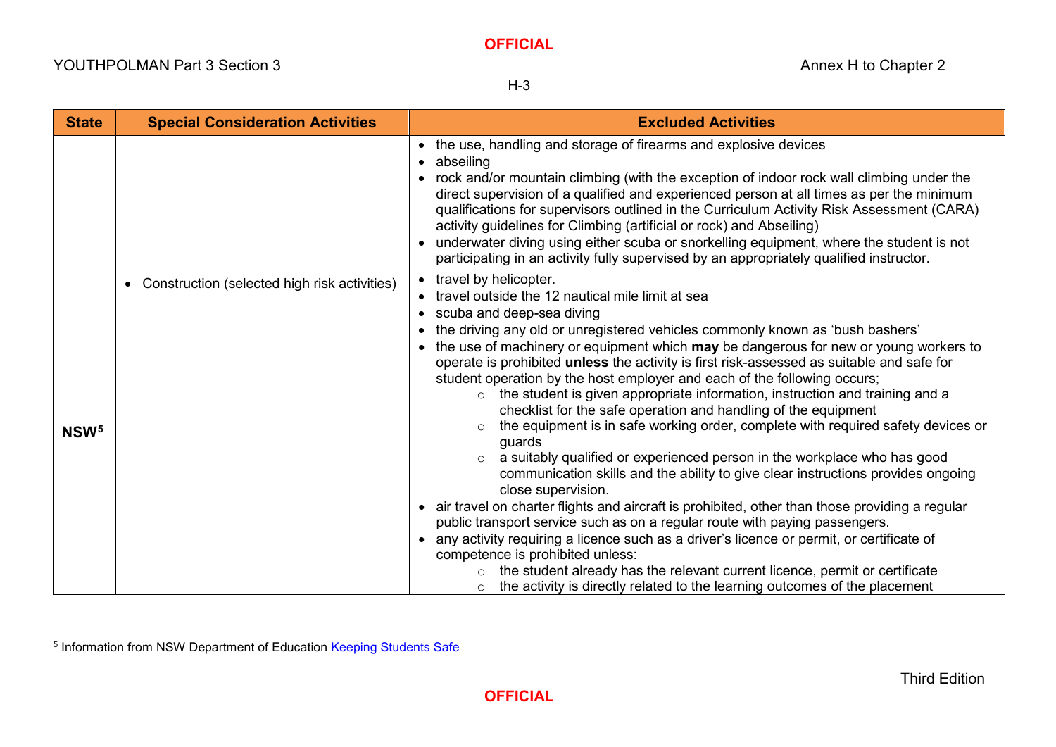| State | Special Consideration Activities | Excluded Activities |
|---|---|---|
| | | • the use, handling and storage of firearms and explosive devices<br>• abseiling<br>• rock and/or mountain climbing (with the exception of indoor rock wall climbing under the direct supervision of a qualified and experienced person at all times as per the minimum qualifications for supervisors outlined in the Curriculum Activity Risk Assessment (CARA) activity guidelines for Climbing (artificial or rock) and Abseiling)<br>• underwater diving using either scuba or snorkelling equipment, where the student is not participating in an activity fully supervised by an appropriately qualified instructor. |
| **NSW**[5] | • Construction (selected high risk activities) | • travel by helicopter.<br>• travel outside the 12 nautical mile limit at sea<br>• scuba and deep-sea diving<br>• the driving any old or unregistered vehicles commonly known as 'bush bashers'<br>• the use of machinery or equipment which **may** be dangerous for new or young workers to operate is prohibited **unless** the activity is first risk-assessed as suitable and safe for student operation by the host employer and each of the following occurs;<br>&nbsp;&nbsp;&nbsp;&nbsp;○ the student is given appropriate information, instruction and training and a checklist for the safe operation and handling of the equipment<br>&nbsp;&nbsp;&nbsp;&nbsp;○ the equipment is in safe working order, complete with required safety devices or guards<br>&nbsp;&nbsp;&nbsp;&nbsp;○ a suitably qualified or experienced person in the workplace who has good communication skills and the ability to give clear instructions provides ongoing close supervision.<br>• air travel on charter flights and aircraft is prohibited, other than those providing a regular public transport service such as on a regular route with paying passengers.<br>• any activity requiring a licence such as a driver's licence or permit, or certificate of competence is prohibited unless:<br>&nbsp;&nbsp;&nbsp;&nbsp;○ the student already has the relevant current licence, permit or certificate<br>&nbsp;&nbsp;&nbsp;&nbsp;○ the activity is directly related to the learning outcomes of the placement |

[5] Information from NSW Department of Education [Keeping Students Safe]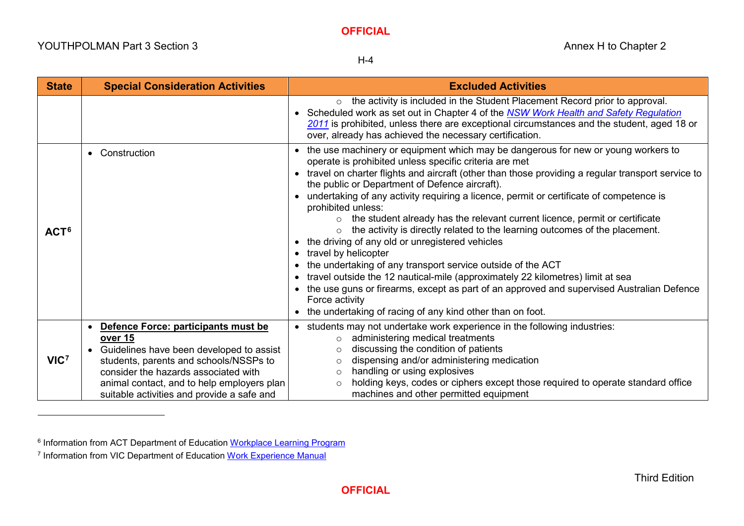| State | Special Consideration Activities | Excluded Activities |
|---|---|---|
| | | ○ the activity is included in the Student Placement Record prior to approval.<br>• Scheduled work as set out in Chapter 4 of the *NSW Work Health and Safety Regulation 2011* is prohibited, unless there are exceptional circumstances and the student, aged 18 or over, already has achieved the necessary certification. |
| **ACT**[6] | • Construction | • the use machinery or equipment which may be dangerous for new or young workers to operate is prohibited unless specific criteria are met<br>• travel on charter flights and aircraft (other than those providing a regular transport service to the public or Department of Defence aircraft).<br>• undertaking of any activity requiring a licence, permit or certificate of competence is prohibited unless:<br>○ the student already has the relevant current licence, permit or certificate<br>○ the activity is directly related to the learning outcomes of the placement.<br>• the driving of any old or unregistered vehicles<br>• travel by helicopter<br>• the undertaking of any transport service outside of the ACT<br>• travel outside the 12 nautical-mile (approximately 22 kilometres) limit at sea<br>• the use guns or firearms, except as part of an approved and supervised Australian Defence Force activity<br>• the undertaking of racing of any kind other than on foot. |
| **VIC**[7] | • **Defence Force: participants must be over 15**<br>• Guidelines have been developed to assist students, parents and schools/NSSPs to consider the hazards associated with animal contact, and to help employers plan suitable activities and provide a safe and | • students may not undertake work experience in the following industries:<br>○ administering medical treatments<br>○ discussing the condition of patients<br>○ dispensing and/or administering medication<br>○ handling or using explosives<br>○ holding keys, codes or ciphers except those required to operate standard office machines and other permitted equipment |

[6] Information from ACT Department of Education Workplace Learning Program

[7] Information from VIC Department of Education Work Experience Manual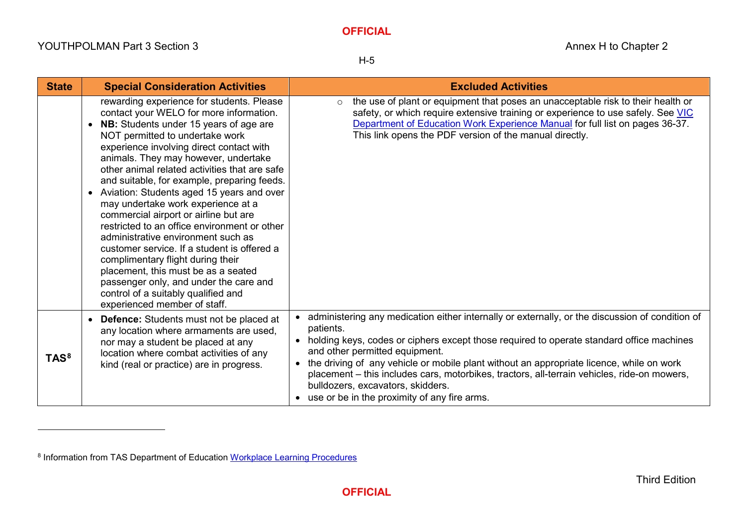| State | Special Consideration Activities | Excluded Activities |
|---|---|---|
| | rewarding experience for students. Please contact your WELO for more information.<br>• **NB:** Students under 15 years of age are NOT permitted to undertake work experience involving direct contact with animals. They may however, undertake other animal related activities that are safe and suitable, for example, preparing feeds.<br>• Aviation: Students aged 15 years and over may undertake work experience at a commercial airport or airline but are restricted to an office environment or other administrative environment such as customer service. If a student is offered a complimentary flight during their placement, this must be as a seated passenger only, and under the care and control of a suitably qualified and experienced member of staff. | ○ the use of plant or equipment that poses an unacceptable risk to their health or safety, or which require extensive training or experience to use safely. See VIC Department of Education Work Experience Manual for full list on pages 36-37. This link opens the PDF version of the manual directly. |
| TAS[8] | • **Defence:** Students must not be placed at any location where armaments are used, nor may a student be placed at any location where combat activities of any kind (real or practice) are in progress. | • administering any medication either internally or externally, or the discussion of condition of patients.<br>• holding keys, codes or ciphers except those required to operate standard office machines and other permitted equipment.<br>• the driving of any vehicle or mobile plant without an appropriate licence, while on work placement – this includes cars, motorbikes, tractors, all-terrain vehicles, ride-on mowers, bulldozers, excavators, skidders.<br>• use or be in the proximity of any fire arms. |

[8] Information from TAS Department of Education Workplace Learning Procedures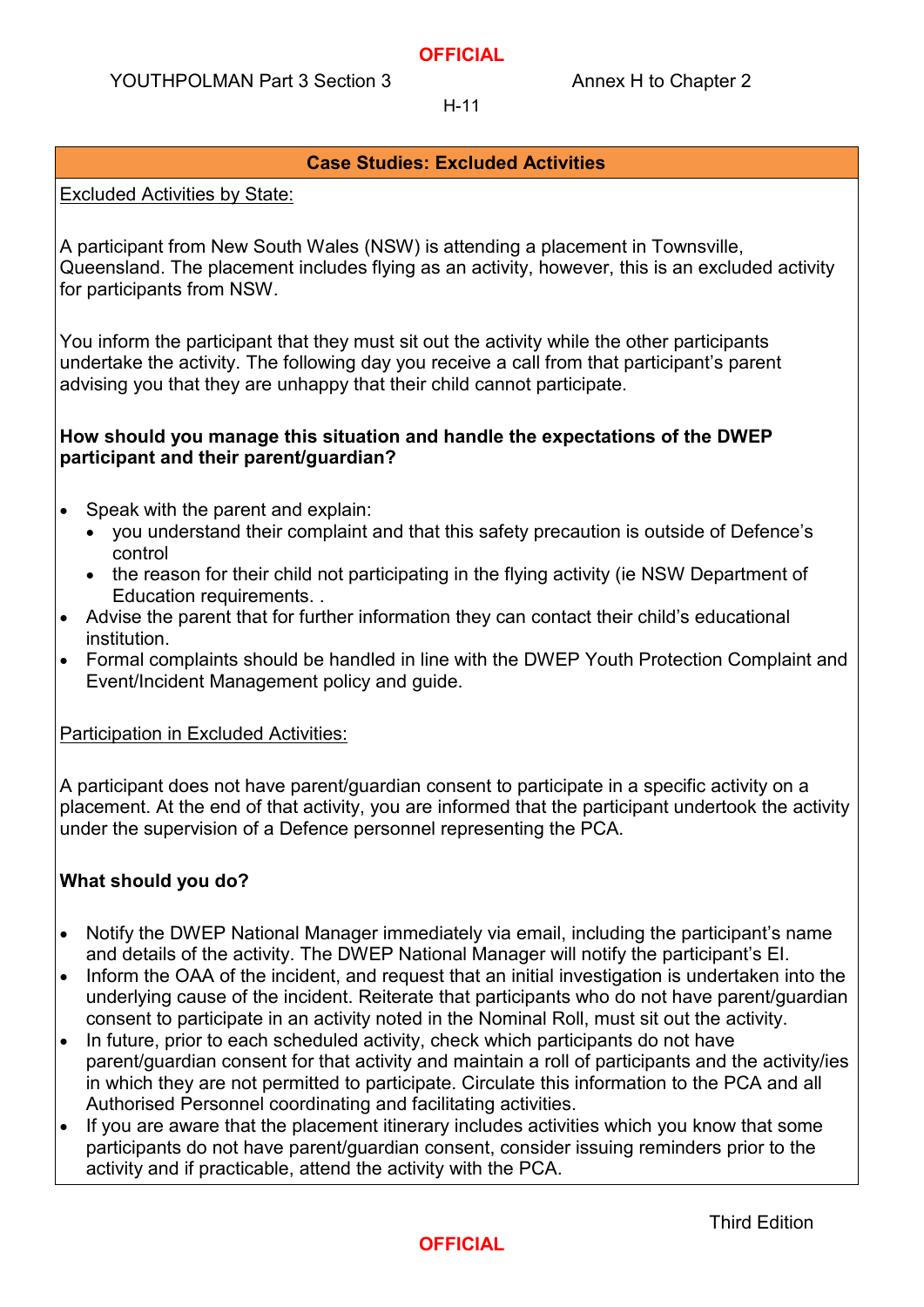## Case Studies: Excluded Activities

Excluded Activities by State:

A participant from New South Wales (NSW) is attending a placement in Townsville, Queensland. The placement includes flying as an activity, however, this is an excluded activity for participants from NSW.

You inform the participant that they must sit out the activity while the other participants undertake the activity. The following day you receive a call from that participant's parent advising you that they are unhappy that their child cannot participate.

**How should you manage this situation and handle the expectations of the DWEP participant and their parent/guardian?**

- Speak with the parent and explain:
  - you understand their complaint and that this safety precaution is outside of Defence's control
  - the reason for their child not participating in the flying activity (ie NSW Department of Education requirements. .
- Advise the parent that for further information they can contact their child's educational institution.
- Formal complaints should be handled in line with the DWEP Youth Protection Complaint and Event/Incident Management policy and guide.

Participation in Excluded Activities:

A participant does not have parent/guardian consent to participate in a specific activity on a placement. At the end of that activity, you are informed that the participant undertook the activity under the supervision of a Defence personnel representing the PCA.

**What should you do?**

- Notify the DWEP National Manager immediately via email, including the participant's name and details of the activity. The DWEP National Manager will notify the participant's EI.
- Inform the OAA of the incident, and request that an initial investigation is undertaken into the underlying cause of the incident. Reiterate that participants who do not have parent/guardian consent to participate in an activity noted in the Nominal Roll, must sit out the activity.
- In future, prior to each scheduled activity, check which participants do not have parent/guardian consent for that activity and maintain a roll of participants and the activity/ies in which they are not permitted to participate. Circulate this information to the PCA and all Authorised Personnel coordinating and facilitating activities.
- If you are aware that the placement itinerary includes activities which you know that some participants do not have parent/guardian consent, consider issuing reminders prior to the activity and if practicable, attend the activity with the PCA.